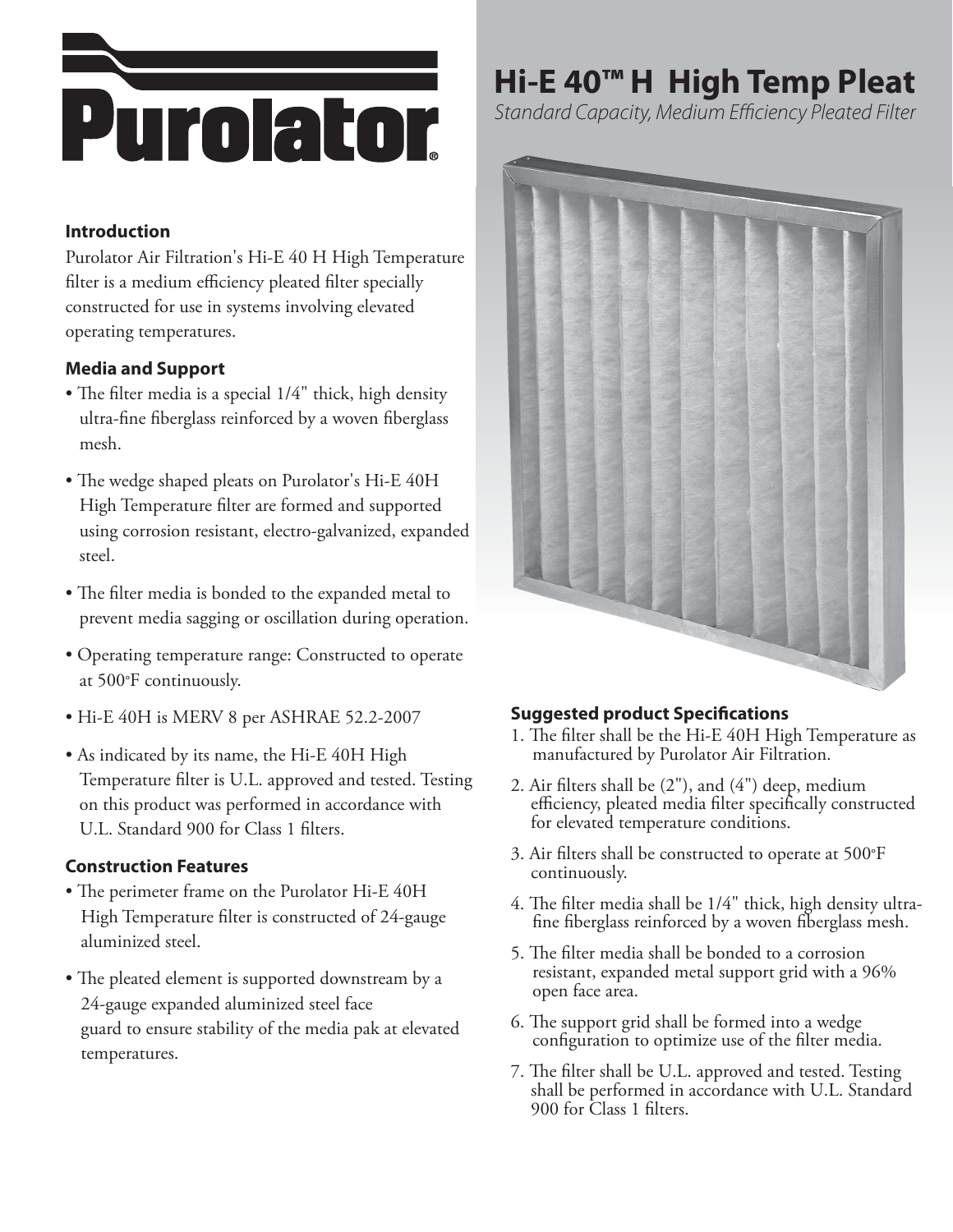# Purolator

## Hi-E 40™ H High Temp Pleat

*Standard Capacity, Medium Efficiency Pleated Filter*

### Introduction

Purolator Air Filtration's Hi-E 40 H High Temperature filter is a medium efficiency pleated filter specially constructed for use in systems involving elevated operating temperatures.

### Media and Support

- The filter media is a special 1/4" thick, high density ultra-fine fiberglass reinforced by a woven fiberglass mesh.
- The wedge shaped pleats on Purolator's Hi-E 40H High Temperature filter are formed and supported using corrosion resistant, electro-galvanized, expanded steel.
- The filter media is bonded to the expanded metal to prevent media sagging or oscillation during operation.
- Operating temperature range: Constructed to operate at 500°F continuously.
- Hi-E 40H is MERV 8 per ASHRAE 52.2-2007
- As indicated by its name, the Hi-E 40H High Temperature filter is U.L. approved and tested. Testing on this product was performed in accordance with U.L. Standard 900 for Class 1 filters.

### Construction Features

- The perimeter frame on the Purolator Hi-E 40H High Temperature filter is constructed of 24-gauge aluminized steel.
- The pleated element is supported downstream by a 24-gauge expanded aluminized steel face guard to ensure stability of the media pak at elevated temperatures.

### Suggested product Specifications

1. The filter shall be the Hi-E 40H High Temperature as manufactured by Purolator Air Filtration.
2. Air filters shall be (2"), and (4") deep, medium efficiency, pleated media filter specifically constructed for elevated temperature conditions.
3. Air filters shall be constructed to operate at 500°F continuously.
4. The filter media shall be 1/4" thick, high density ultra-fine fiberglass reinforced by a woven fiberglass mesh.
5. The filter media shall be bonded to a corrosion resistant, expanded metal support grid with a 96% open face area.
6. The support grid shall be formed into a wedge configuration to optimize use of the filter media.
7. The filter shall be U.L. approved and tested. Testing shall be performed in accordance with U.L. Standard 900 for Class 1 filters.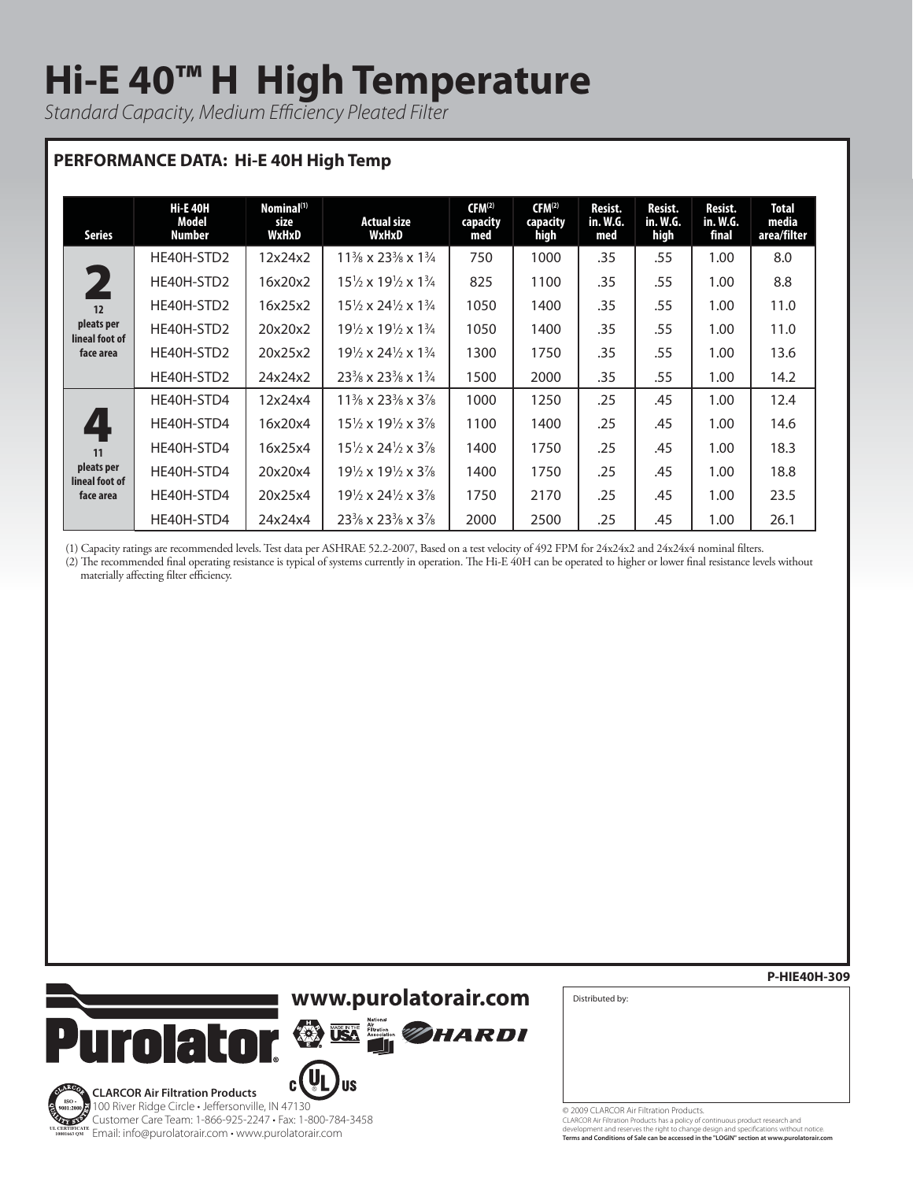# Hi-E 40™ H High Temperature

*Standard Capacity, Medium Efficiency Pleated Filter*

## PERFORMANCE DATA: Hi-E 40H High Temp

| Series | Hi-E 40H Model Number | Nominal[1] size WxHxD | Actual size WxHxD | CFM[2] capacity med | CFM[2] capacity high | Resist. in. W.G. med | Resist. in. W.G. high | Resist. in. W.G. final | Total media area/filter |
|---|---|---|---|---|---|---|---|---|---|
| **2** 12 pleats per lineal foot of face area | HE40H-STD2 | 12x24x2 | 11⅜ x 23⅜ x 1¾ | 750 | 1000 | .35 | .55 | 1.00 | 8.0 |
| | HE40H-STD2 | 16x20x2 | 15½ x 19½ x 1¾ | 825 | 1100 | .35 | .55 | 1.00 | 8.8 |
| | HE40H-STD2 | 16x25x2 | 15½ x 24½ x 1¾ | 1050 | 1400 | .35 | .55 | 1.00 | 11.0 |
| | HE40H-STD2 | 20x20x2 | 19½ x 19½ x 1¾ | 1050 | 1400 | .35 | .55 | 1.00 | 11.0 |
| | HE40H-STD2 | 20x25x2 | 19½ x 24½ x 1¾ | 1300 | 1750 | .35 | .55 | 1.00 | 13.6 |
| | HE40H-STD2 | 24x24x2 | 23⅜ x 23⅜ x 1¾ | 1500 | 2000 | .35 | .55 | 1.00 | 14.2 |
| **4** 11 pleats per lineal foot of face area | HE40H-STD4 | 12x24x4 | 11⅜ x 23⅜ x 3⅞ | 1000 | 1250 | .25 | .45 | 1.00 | 12.4 |
| | HE40H-STD4 | 16x20x4 | 15½ x 19½ x 3⅞ | 1100 | 1400 | .25 | .45 | 1.00 | 14.6 |
| | HE40H-STD4 | 16x25x4 | 15½ x 24½ x 3⅞ | 1400 | 1750 | .25 | .45 | 1.00 | 18.3 |
| | HE40H-STD4 | 20x20x4 | 19½ x 19½ x 3⅞ | 1400 | 1750 | .25 | .45 | 1.00 | 18.8 |
| | HE40H-STD4 | 20x25x4 | 19½ x 24½ x 3⅞ | 1750 | 2170 | .25 | .45 | 1.00 | 23.5 |
| | HE40H-STD4 | 24x24x4 | 23⅜ x 23⅜ x 3⅞ | 2000 | 2500 | .25 | .45 | 1.00 | 26.1 |

(1) Capacity ratings are recommended levels. Test data per ASHRAE 52.2-2007, Based on a test velocity of 492 FPM for 24x24x2 and 24x24x4 nominal filters.

(2) The recommended final operating resistance is typical of systems currently in operation. The Hi-E 40H can be operated to higher or lower final resistance levels without materially affecting filter efficiency.

P-HIE40H-309

www.purolatorair.com

Purolator®

**CLARCOR Air Filtration Products**
100 River Ridge Circle • Jeffersonville, IN 47130
Customer Care Team: 1-866-925-2247 • Fax: 1-800-784-3458
Email: info@purolatorair.com • www.purolatorair.com

Distributed by:

© 2009 CLARCOR Air Filtration Products.
CLARCOR Air Filtration Products has a policy of continuous product research and development and reserves the right to change design and specifications without notice.
**Terms and Conditions of Sale can be accessed in the "LOGIN" section at www.purolatorair.com**